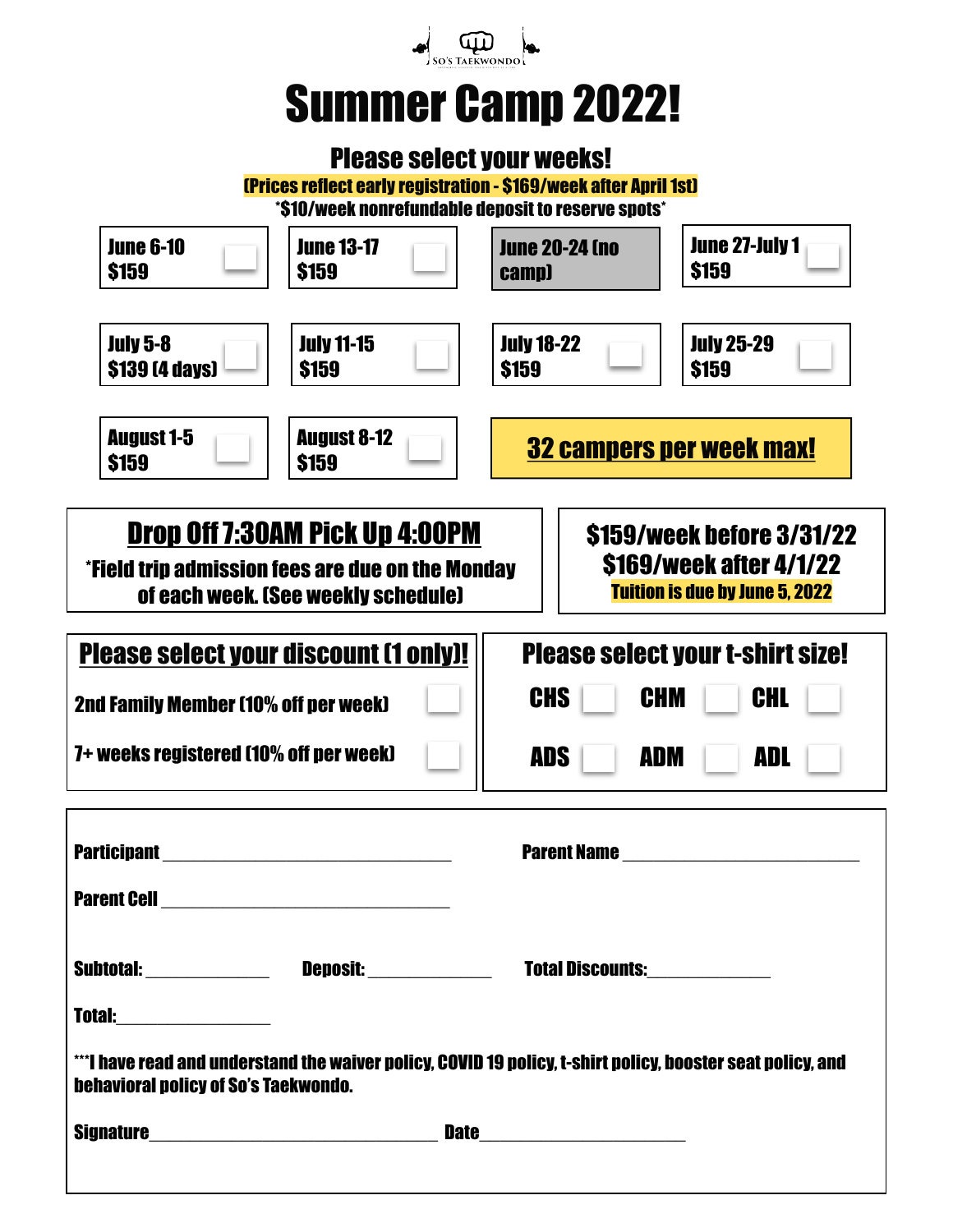So's Taekwondo

# Summer Camp 2022!

## Please select your weeks!

**(Prices reflect early registration - $169/week after April 1st)**

*$10/week nonrefundable deposit to reserve spots*

| | | | |
|---|---|---|---|
| June 6-10 $159 ☐ | June 13-17 $159 ☐ | June 20-24 (no camp) | June 27-July 1 $159 ☐ |
| July 5-8 $139 (4 days) ☐ | July 11-15 $159 ☐ | July 18-22 $159 ☐ | July 25-29 $159 ☐ |
| August 1-5 $159 ☐ | August 8-12 $159 ☐ | **32 campers per week max!** | |

**Drop Off 7:30AM Pick Up 4:00PM**

*Field trip admission fees are due on the Monday of each week. (See weekly schedule)

**$159/week before 3/31/22**
**$169/week after 4/1/22**
**Tuition is due by June 5, 2022**

**Please select your discount (1 only)!**

- 2nd Family Member (10% off per week) ☐
- 7+ weeks registered (10% off per week) ☐

**Please select your t-shirt size!**

| | | |
|---|---|---|
| CHS ☐ | CHM ☐ | CHL ☐ |
| ADS ☐ | ADM ☐ | ADL ☐ |

Participant ________________________________ Parent Name ____________________________

Parent Cell ________________________________

Subtotal: ______________ Deposit: ______________ Total Discounts: ______________

Total: _________________

***I have read and understand the waiver policy, COVID 19 policy, t-shirt policy, booster seat policy, and behavioral policy of So's Taekwondo.

Signature __________________________________ Date ______________________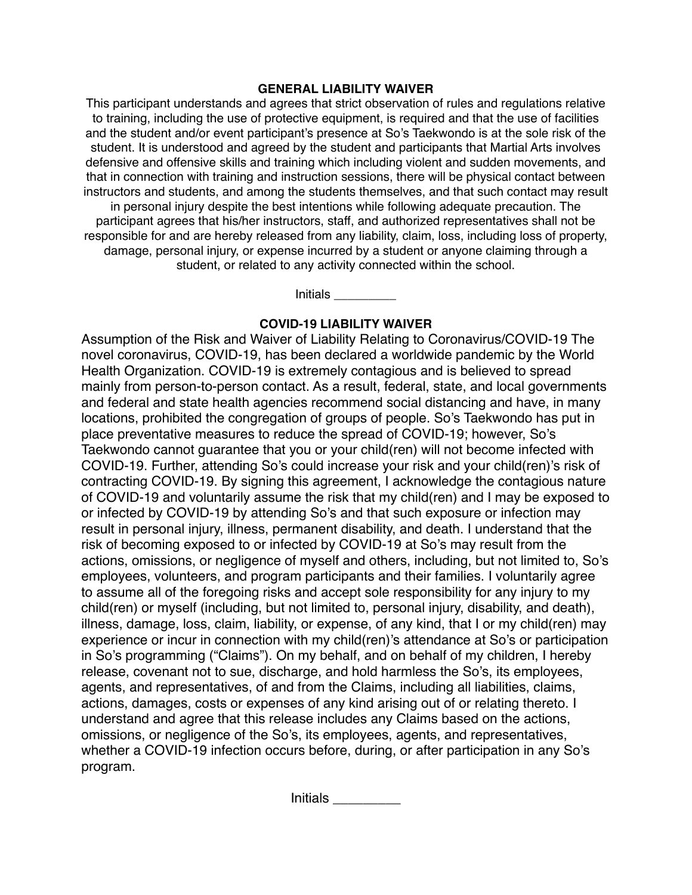## GENERAL LIABILITY WAIVER

This participant understands and agrees that strict observation of rules and regulations relative to training, including the use of protective equipment, is required and that the use of facilities and the student and/or event participant's presence at So's Taekwondo is at the sole risk of the student. It is understood and agreed by the student and participants that Martial Arts involves defensive and offensive skills and training which including violent and sudden movements, and that in connection with training and instruction sessions, there will be physical contact between instructors and students, and among the students themselves, and that such contact may result in personal injury despite the best intentions while following adequate precaution. The participant agrees that his/her instructors, staff, and authorized representatives shall not be responsible for and are hereby released from any liability, claim, loss, including loss of property, damage, personal injury, or expense incurred by a student or anyone claiming through a student, or related to any activity connected within the school.

Initials _________

## COVID-19 LIABILITY WAIVER

Assumption of the Risk and Waiver of Liability Relating to Coronavirus/COVID-19 The novel coronavirus, COVID-19, has been declared a worldwide pandemic by the World Health Organization. COVID-19 is extremely contagious and is believed to spread mainly from person-to-person contact. As a result, federal, state, and local governments and federal and state health agencies recommend social distancing and have, in many locations, prohibited the congregation of groups of people. So's Taekwondo has put in place preventative measures to reduce the spread of COVID-19; however, So's Taekwondo cannot guarantee that you or your child(ren) will not become infected with COVID-19. Further, attending So's could increase your risk and your child(ren)'s risk of contracting COVID-19. By signing this agreement, I acknowledge the contagious nature of COVID-19 and voluntarily assume the risk that my child(ren) and I may be exposed to or infected by COVID-19 by attending So's and that such exposure or infection may result in personal injury, illness, permanent disability, and death. I understand that the risk of becoming exposed to or infected by COVID-19 at So's may result from the actions, omissions, or negligence of myself and others, including, but not limited to, So's employees, volunteers, and program participants and their families. I voluntarily agree to assume all of the foregoing risks and accept sole responsibility for any injury to my child(ren) or myself (including, but not limited to, personal injury, disability, and death), illness, damage, loss, claim, liability, or expense, of any kind, that I or my child(ren) may experience or incur in connection with my child(ren)'s attendance at So's or participation in So's programming ("Claims"). On my behalf, and on behalf of my children, I hereby release, covenant not to sue, discharge, and hold harmless the So's, its employees, agents, and representatives, of and from the Claims, including all liabilities, claims, actions, damages, costs or expenses of any kind arising out of or relating thereto. I understand and agree that this release includes any Claims based on the actions, omissions, or negligence of the So's, its employees, agents, and representatives, whether a COVID-19 infection occurs before, during, or after participation in any So's program.

Initials _________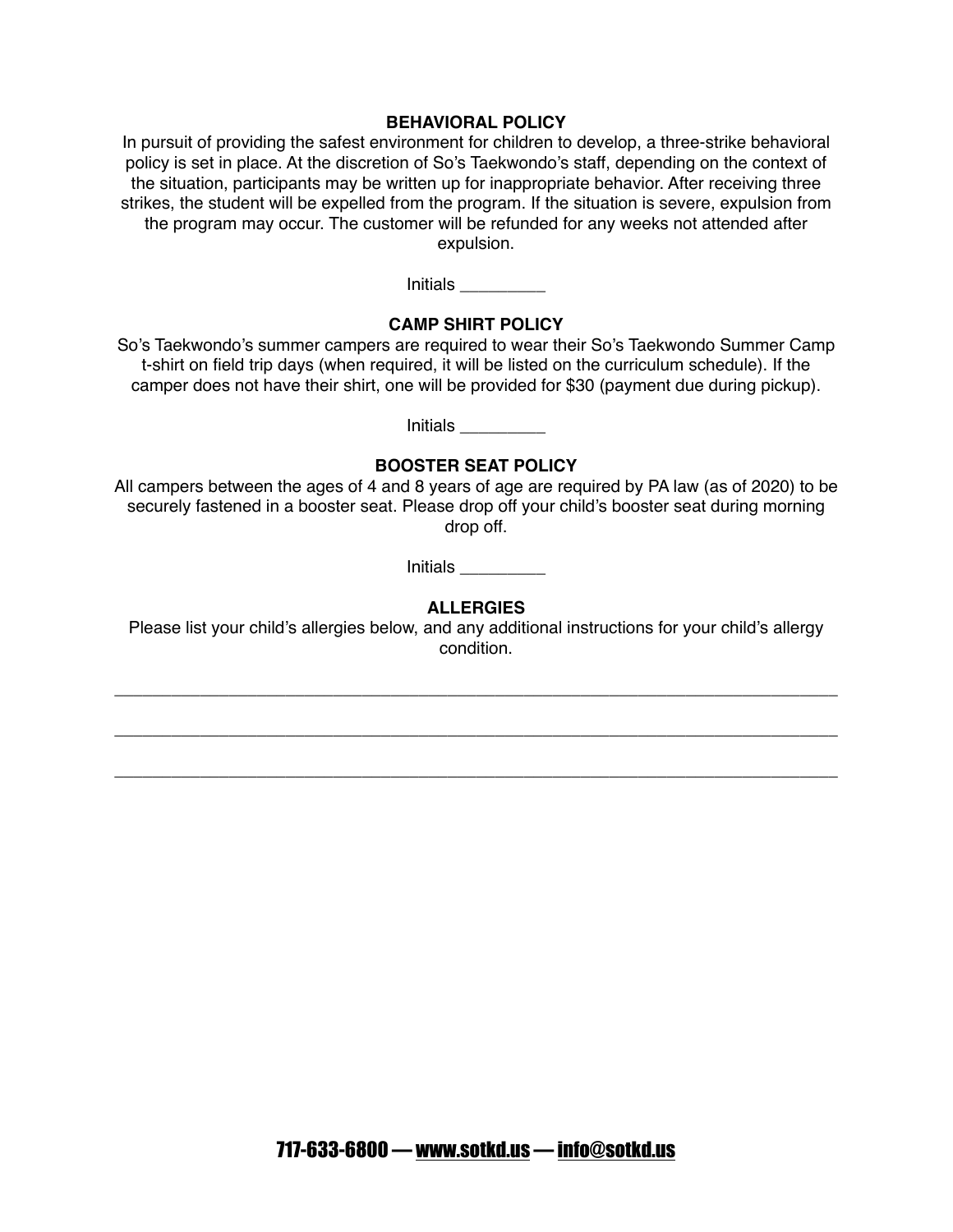## BEHAVIORAL POLICY

In pursuit of providing the safest environment for children to develop, a three-strike behavioral policy is set in place. At the discretion of So's Taekwondo's staff, depending on the context of the situation, participants may be written up for inappropriate behavior. After receiving three strikes, the student will be expelled from the program. If the situation is severe, expulsion from the program may occur. The customer will be refunded for any weeks not attended after expulsion.

Initials _________

## CAMP SHIRT POLICY

So's Taekwondo's summer campers are required to wear their So's Taekwondo Summer Camp t-shirt on field trip days (when required, it will be listed on the curriculum schedule). If the camper does not have their shirt, one will be provided for $30 (payment due during pickup).

Initials _________

## BOOSTER SEAT POLICY

All campers between the ages of 4 and 8 years of age are required by PA law (as of 2020) to be securely fastened in a booster seat. Please drop off your child's booster seat during morning drop off.

Initials _________

## ALLERGIES

Please list your child's allergies below, and any additional instructions for your child's allergy condition.

_______________________________________________________________________________

_______________________________________________________________________________

_______________________________________________________________________________

**717-633-6800 — www.sotkd.us — info@sotkd.us**